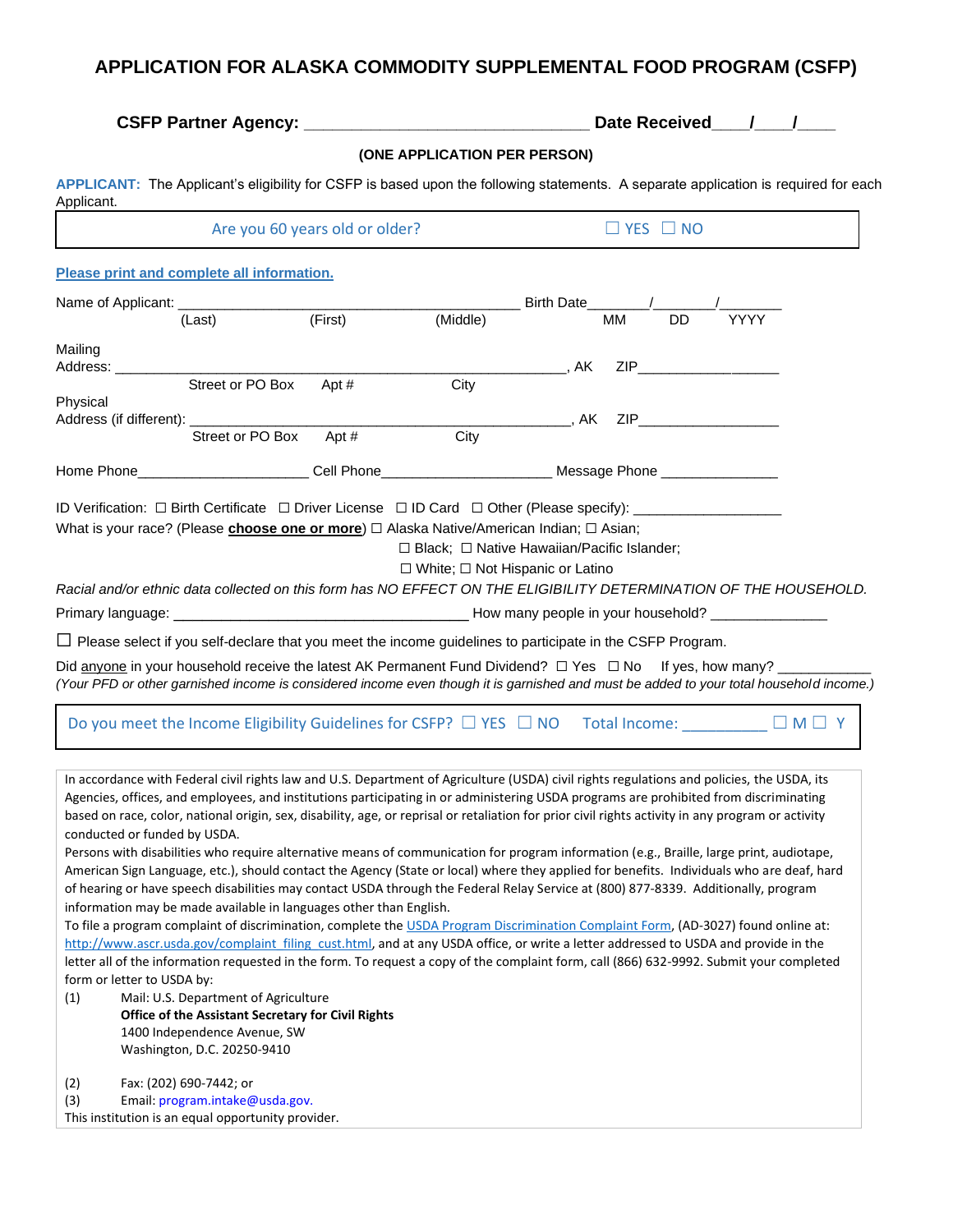# APPLICATION FOR ALASKA COMMODITY SUPPLEMENTAL FOOD PROGRAM (CSFP)

**CSFP Partner Agency: ______________________________ Date Received____/____/____**

**(ONE APPLICATION PER PERSON)**

**APPLICANT:** The Applicant's eligibility for CSFP is based upon the following statements. A separate application is required for each Applicant.

| Are you 60 years old or older? | ☐ YES ☐ NO |
|---|---|

**Please print and complete all information.**

Name of Applicant: ____________________________________________ Birth Date_______/_______/________
(Last) (First) (Middle) MM DD YYYY

Mailing Address: ___________________________________________________________, AK ZIP_________________
Street or PO Box Apt # City

Physical Address (if different): ______________________________________________, AK ZIP_________________
Street or PO Box Apt # City

Home Phone_____________________ Cell Phone_____________________ Message Phone _______________

ID Verification: ☐ Birth Certificate ☐ Driver License ☐ ID Card ☐ Other (Please specify): __________________

What is your race? (Please **choose one or more**) ☐ Alaska Native/American Indian; ☐ Asian; ☐ Black; ☐ Native Hawaiian/Pacific Islander; ☐ White; ☐ Not Hispanic or Latino

*Racial and/or ethnic data collected on this form has NO EFFECT ON THE ELIGIBILITY DETERMINATION OF THE HOUSEHOLD.*

Primary language: ___________________________________ How many people in your household? _______________

☐ Please select if you self-declare that you meet the income guidelines to participate in the CSFP Program.

Did anyone in your household receive the latest AK Permanent Fund Dividend? ☐ Yes ☐ No If yes, how many? ___________

*(Your PFD or other garnished income is considered income even though it is garnished and must be added to your total household income.)*

| Do you meet the Income Eligibility Guidelines for CSFP? ☐ YES ☐ NO | Total Income: __________ ☐ M ☐ Y |
|---|---|

In accordance with Federal civil rights law and U.S. Department of Agriculture (USDA) civil rights regulations and policies, the USDA, its Agencies, offices, and employees, and institutions participating in or administering USDA programs are prohibited from discriminating based on race, color, national origin, sex, disability, age, or reprisal or retaliation for prior civil rights activity in any program or activity conducted or funded by USDA.

Persons with disabilities who require alternative means of communication for program information (e.g., Braille, large print, audiotape, American Sign Language, etc.), should contact the Agency (State or local) where they applied for benefits. Individuals who are deaf, hard of hearing or have speech disabilities may contact USDA through the Federal Relay Service at (800) 877-8339. Additionally, program information may be made available in languages other than English.

To file a program complaint of discrimination, complete the USDA Program Discrimination Complaint Form, (AD-3027) found online at: http://www.ascr.usda.gov/complaint_filing_cust.html, and at any USDA office, or write a letter addressed to USDA and provide in the letter all of the information requested in the form. To request a copy of the complaint form, call (866) 632-9992. Submit your completed form or letter to USDA by:

(1) Mail: U.S. Department of Agriculture
**Office of the Assistant Secretary for Civil Rights**
1400 Independence Avenue, SW
Washington, D.C. 20250-9410

(2) Fax: (202) 690-7442; or

(3) Email: program.intake@usda.gov.

This institution is an equal opportunity provider.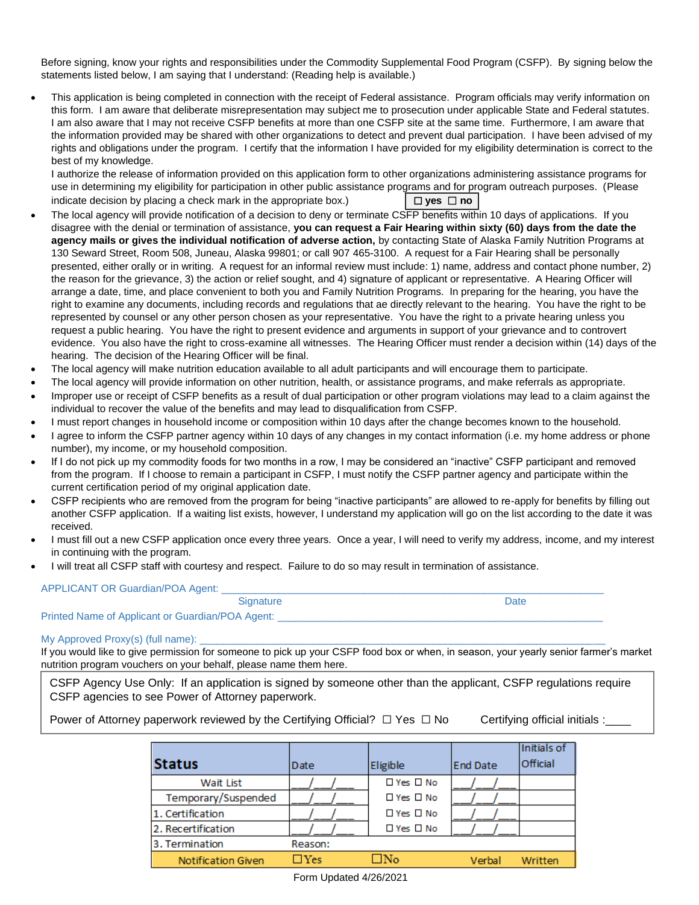Before signing, know your rights and responsibilities under the Commodity Supplemental Food Program (CSFP). By signing below the statements listed below, I am saying that I understand: (Reading help is available.)

- This application is being completed in connection with the receipt of Federal assistance. Program officials may verify information on this form. I am aware that deliberate misrepresentation may subject me to prosecution under applicable State and Federal statutes. I am also aware that I may not receive CSFP benefits at more than one CSFP site at the same time. Furthermore, I am aware that the information provided may be shared with other organizations to detect and prevent dual participation. I have been advised of my rights and obligations under the program. I certify that the information I have provided for my eligibility determination is correct to the best of my knowledge.
  I authorize the release of information provided on this application form to other organizations administering assistance programs for use in determining my eligibility for participation in other public assistance programs and for program outreach purposes. (Please indicate decision by placing a check mark in the appropriate box.) ☐ yes ☐ no
- The local agency will provide notification of a decision to deny or terminate CSFP benefits within 10 days of applications. If you disagree with the denial or termination of assistance, **you can request a Fair Hearing within sixty (60) days from the date the agency mails or gives the individual notification of adverse action,** by contacting State of Alaska Family Nutrition Programs at 130 Seward Street, Room 508, Juneau, Alaska 99801; or call 907 465-3100. A request for a Fair Hearing shall be personally presented, either orally or in writing. A request for an informal review must include: 1) name, address and contact phone number, 2) the reason for the grievance, 3) the action or relief sought, and 4) signature of applicant or representative. A Hearing Officer will arrange a date, time, and place convenient to both you and Family Nutrition Programs. In preparing for the hearing, you have the right to examine any documents, including records and regulations that ae directly relevant to the hearing. You have the right to be represented by counsel or any other person chosen as your representative. You have the right to a private hearing unless you request a public hearing. You have the right to present evidence and arguments in support of your grievance and to controvert evidence. You also have the right to cross-examine all witnesses. The Hearing Officer must render a decision within (14) days of the hearing. The decision of the Hearing Officer will be final.
- The local agency will make nutrition education available to all adult participants and will encourage them to participate.
- The local agency will provide information on other nutrition, health, or assistance programs, and make referrals as appropriate.
- Improper use or receipt of CSFP benefits as a result of dual participation or other program violations may lead to a claim against the individual to recover the value of the benefits and may lead to disqualification from CSFP.
- I must report changes in household income or composition within 10 days after the change becomes known to the household.
- I agree to inform the CSFP partner agency within 10 days of any changes in my contact information (i.e. my home address or phone number), my income, or my household composition.
- If I do not pick up my commodity foods for two months in a row, I may be considered an "inactive" CSFP participant and removed from the program. If I choose to remain a participant in CSFP, I must notify the CSFP partner agency and participate within the current certification period of my original application date.
- CSFP recipients who are removed from the program for being "inactive participants" are allowed to re-apply for benefits by filling out another CSFP application. If a waiting list exists, however, I understand my application will go on the list according to the date it was received.
- I must fill out a new CSFP application once every three years. Once a year, I will need to verify my address, income, and my interest in continuing with the program.
- I will treat all CSFP staff with courtesy and respect. Failure to do so may result in termination of assistance.

APPLICANT OR Guardian/POA Agent: ______________________________________________
Signature Date

Printed Name of Applicant or Guardian/POA Agent: ______________________________________________

My Approved Proxy(s) (full name): ______________________________________________

If you would like to give permission for someone to pick up your CSFP food box or when, in season, your yearly senior farmer's market nutrition program vouchers on your behalf, please name them here.

CSFP Agency Use Only: If an application is signed by someone other than the applicant, CSFP regulations require CSFP agencies to see Power of Attorney paperwork.

Power of Attorney paperwork reviewed by the Certifying Official? ☐ Yes ☐ No Certifying official initials :____

| Status | Date | Eligible | End Date | Initials of Official |
|---|---|---|---|---|
| Wait List | ___/___/___ | ☐ Yes ☐ No | ___/___/___ | |
| Temporary/Suspended | ___/___/___ | ☐ Yes ☐ No | ___/___/___ | |
| 1. Certification | ___/___/___ | ☐ Yes ☐ No | ___/___/___ | |
| 2. Recertification | ___/___/___ | ☐ Yes ☐ No | ___/___/___ | |
| 3. Termination | Reason: | | | |
| Notification Given | ☐Yes | ☐No | Verbal | Written |

Form Updated 4/26/2021